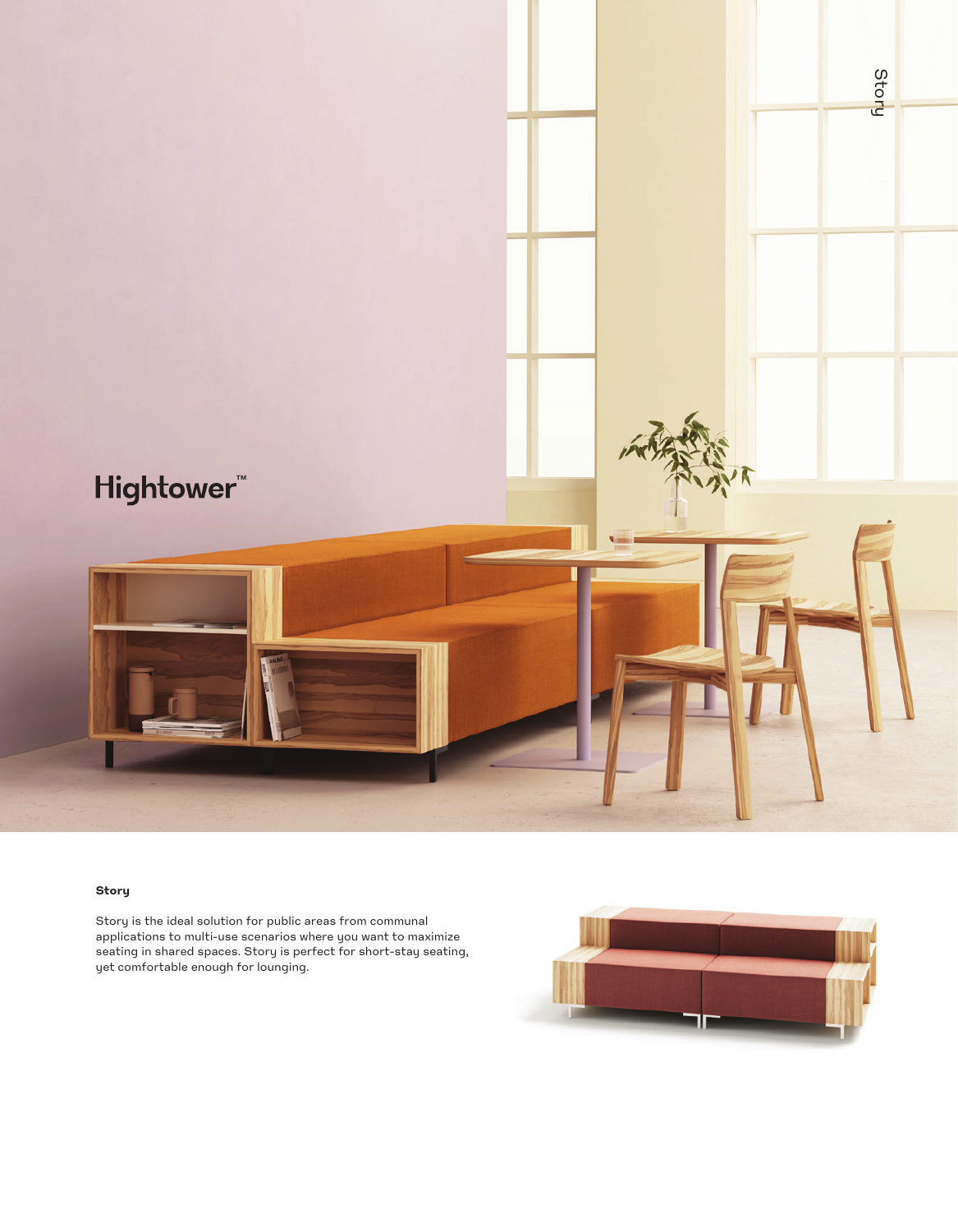Hightower™

## Story

Story is the ideal solution for public areas from communal applications to multi-use scenarios where you want to maximize seating in shared spaces. Story is perfect for short-stay seating, yet comfortable enough for lounging.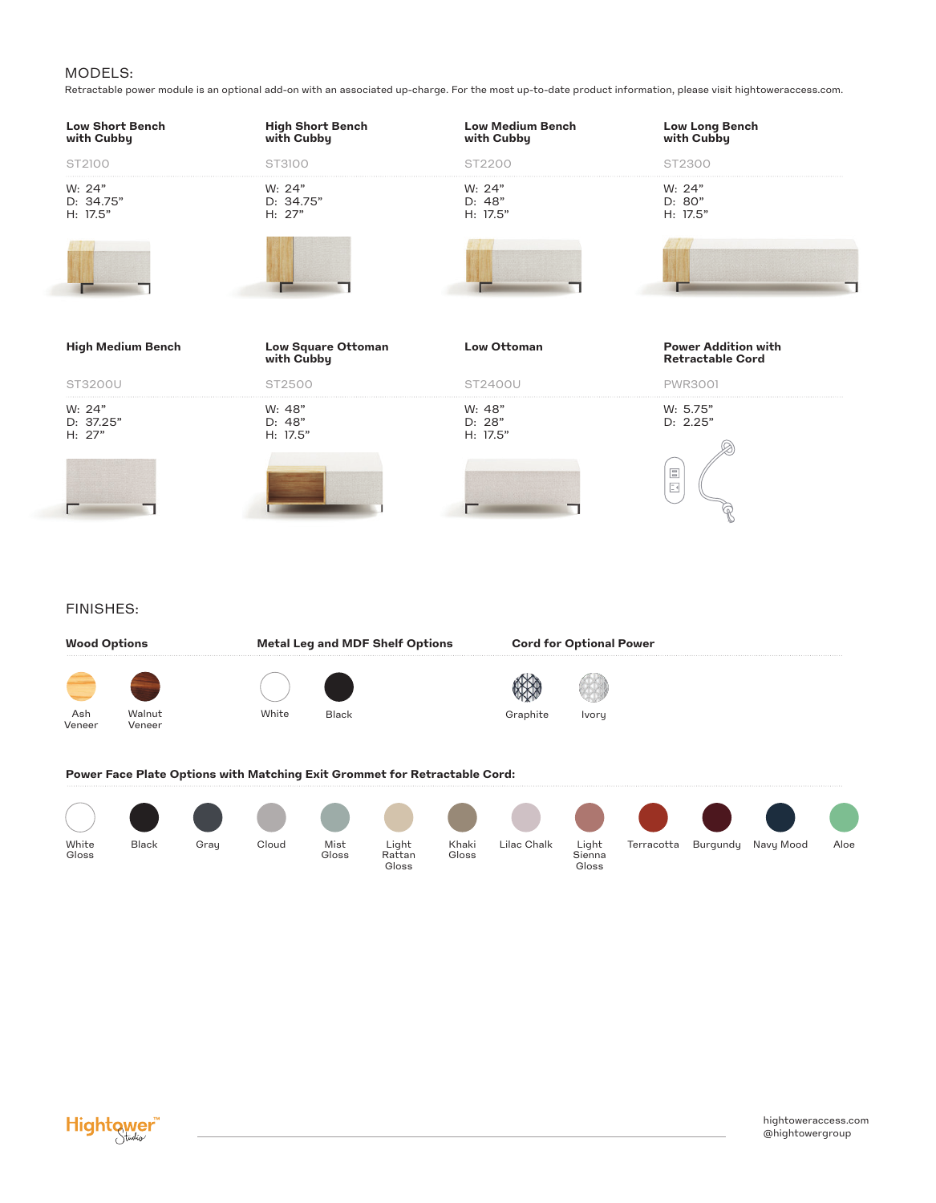## MODELS:

Retractable power module is an optional add-on with an associated up-charge. For the most up-to-date product information, please visit hightoweraccess.com.

**Low Short Bench with Cubby**

ST2100

W: 24"
D: 34.75"
H: 17.5"

**High Short Bench with Cubby**

ST3100

W: 24"
D: 34.75"
H: 27"

**Low Medium Bench with Cubby**

ST2200

W: 24"
D: 48"
H: 17.5"

**Low Long Bench with Cubby**

ST2300

W: 24"
D: 80"
H: 17.5"

**High Medium Bench**

ST3200U

W: 24"
D: 37.25"
H: 27"

**Low Square Ottoman with Cubby**

ST2500

W: 48"
D: 48"
H: 17.5"

**Low Ottoman**

ST2400U

W: 48"
D: 28"
H: 17.5"

**Power Addition with Retractable Cord**

PWR3001

W: 5.75"
D: 2.25"

## FINISHES:

**Wood Options**

Ash Veneer, Walnut Veneer

**Metal Leg and MDF Shelf Options**

White, Black

**Cord for Optional Power**

Graphite, Ivory

**Power Face Plate Options with Matching Exit Grommet for Retractable Cord:**

White Gloss, Black, Gray, Cloud, Mist Gloss, Light Rattan Gloss, Khaki Gloss, Lilac Chalk, Light Sienna Gloss, Terracotta, Burgundy, Navy Mood, Aloe

Hightower Studio

hightoweraccess.com
@hightowergroup